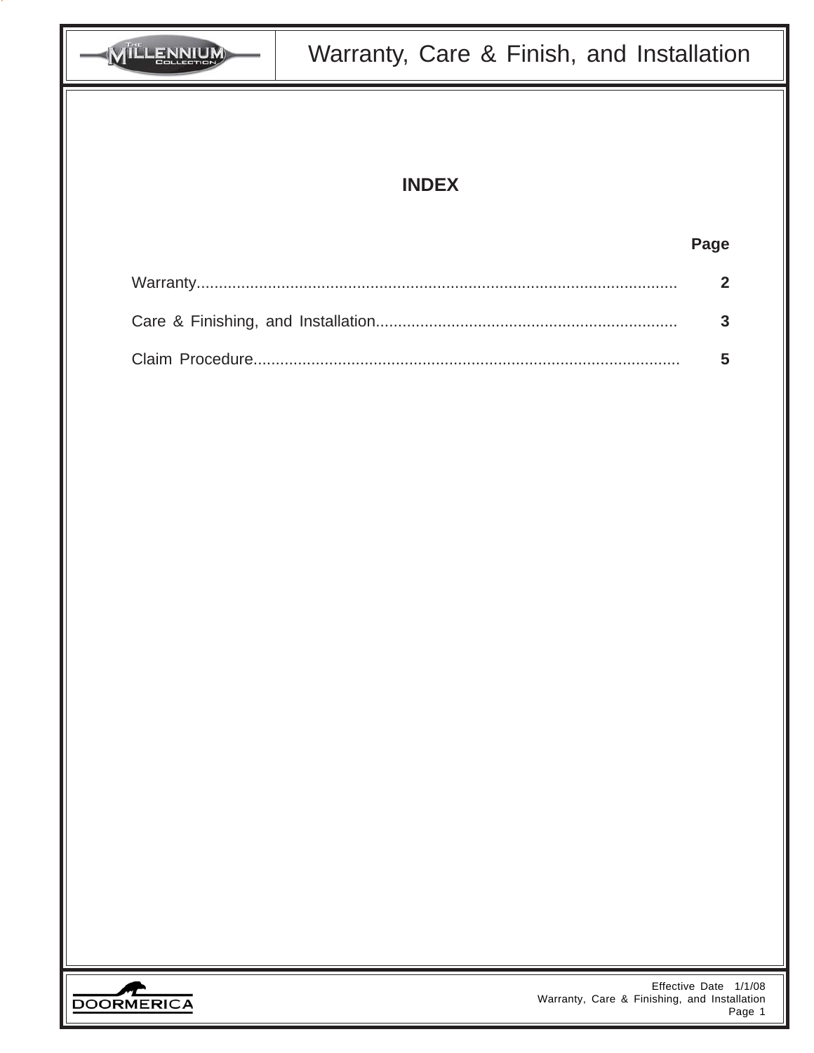# Warranty, Care & Finish, and Installation

## INDEX

| | Page |
|---|---|
| Warranty | 2 |
| Care & Finishing, and Installation | 3 |
| Claim Procedure | 5 |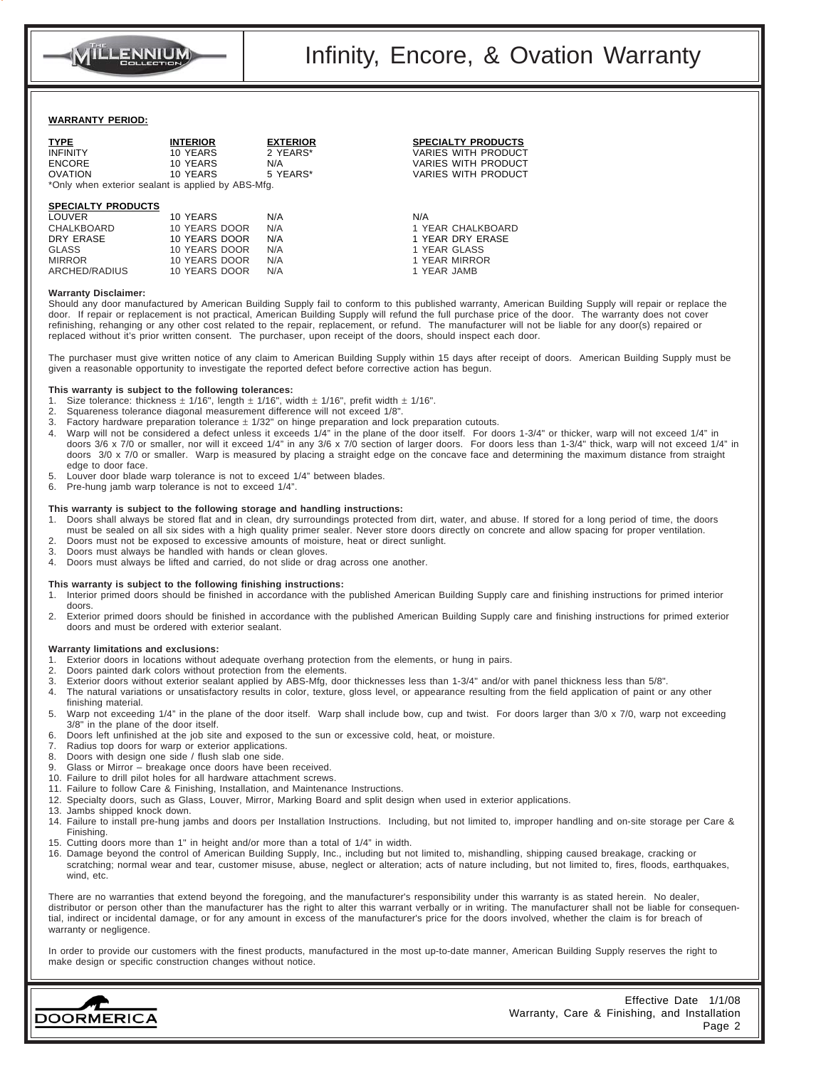# Infinity, Encore, & Ovation Warranty

**WARRANTY PERIOD:**

| TYPE | INTERIOR | EXTERIOR | SPECIALTY PRODUCTS |
|---|---|---|---|
| INFINITY | 10 YEARS | 2 YEARS* | VARIES WITH PRODUCT |
| ENCORE | 10 YEARS | N/A | VARIES WITH PRODUCT |
| OVATION | 10 YEARS | 5 YEARS* | VARIES WITH PRODUCT |

*Only when exterior sealant is applied by ABS-Mfg.

| SPECIALTY PRODUCTS | | | |
|---|---|---|---|
| LOUVER | 10 YEARS | N/A | N/A |
| CHALKBOARD | 10 YEARS DOOR | N/A | 1 YEAR CHALKBOARD |
| DRY ERASE | 10 YEARS DOOR | N/A | 1 YEAR DRY ERASE |
| GLASS | 10 YEARS DOOR | N/A | 1 YEAR GLASS |
| MIRROR | 10 YEARS DOOR | N/A | 1 YEAR MIRROR |
| ARCHED/RADIUS | 10 YEARS DOOR | N/A | 1 YEAR JAMB |

**Warranty Disclaimer:**
Should any door manufactured by American Building Supply fail to conform to this published warranty, American Building Supply will repair or replace the door. If repair or replacement is not practical, American Building Supply will refund the full purchase price of the door. The warranty does not cover refinishing, rehanging or any other cost related to the repair, replacement, or refund. The manufacturer will not be liable for any door(s) repaired or replaced without it's prior written consent. The purchaser, upon receipt of the doors, should inspect each door.

The purchaser must give written notice of any claim to American Building Supply within 15 days after receipt of doors. American Building Supply must be given a reasonable opportunity to investigate the reported defect before corrective action has begun.

**This warranty is subject to the following tolerances:**
1. Size tolerance: thickness ± 1/16", length ± 1/16", width ± 1/16", prefit width ± 1/16".
2. Squareness tolerance diagonal measurement difference will not exceed 1/8".
3. Factory hardware preparation tolerance ± 1/32" on hinge preparation and lock preparation cutouts.
4. Warp will not be considered a defect unless it exceeds 1/4" in the plane of the door itself. For doors 1-3/4" or thicker, warp will not exceed 1/4" in doors 3/6 x 7/0 or smaller, nor will it exceed 1/4" in any 3/6 x 7/0 section of larger doors. For doors less than 1-3/4" thick, warp will not exceed 1/4" in doors 3/0 x 7/0 or smaller. Warp is measured by placing a straight edge on the concave face and determining the maximum distance from straight edge to door face.
5. Louver door blade warp tolerance is not to exceed 1/4" between blades.
6. Pre-hung jamb warp tolerance is not to exceed 1/4".

**This warranty is subject to the following storage and handling instructions:**
1. Doors shall always be stored flat and in clean, dry surroundings protected from dirt, water, and abuse. If stored for a long period of time, the doors must be sealed on all six sides with a high quality primer sealer. Never store doors directly on concrete and allow spacing for proper ventilation.
2. Doors must not be exposed to excessive amounts of moisture, heat or direct sunlight.
3. Doors must always be handled with hands or clean gloves.
4. Doors must always be lifted and carried, do not slide or drag across one another.

**This warranty is subject to the following finishing instructions:**
1. Interior primed doors should be finished in accordance with the published American Building Supply care and finishing instructions for primed interior doors.
2. Exterior primed doors should be finished in accordance with the published American Building Supply care and finishing instructions for primed exterior doors and must be ordered with exterior sealant.

**Warranty limitations and exclusions:**
1. Exterior doors in locations without adequate overhang protection from the elements, or hung in pairs.
2. Doors painted dark colors without protection from the elements.
3. Exterior doors without exterior sealant applied by ABS-Mfg, door thicknesses less than 1-3/4" and/or with panel thickness less than 5/8".
4. The natural variations or unsatisfactory results in color, texture, gloss level, or appearance resulting from the field application of paint or any other finishing material.
5. Warp not exceeding 1/4" in the plane of the door itself. Warp shall include bow, cup and twist. For doors larger than 3/0 x 7/0, warp not exceeding 3/8" in the plane of the door itself.
6. Doors left unfinished at the job site and exposed to the sun or excessive cold, heat, or moisture.
7. Radius top doors for warp or exterior applications.
8. Doors with design one side / flush slab one side.
9. Glass or Mirror – breakage once doors have been received.
10. Failure to drill pilot holes for all hardware attachment screws.
11. Failure to follow Care & Finishing, Installation, and Maintenance Instructions.
12. Specialty doors, such as Glass, Louver, Mirror, Marking Board and split design when used in exterior applications.
13. Jambs shipped knock down.
14. Failure to install pre-hung jambs and doors per Installation Instructions. Including, but not limited to, improper handling and on-site storage per Care & Finishing.
15. Cutting doors more than 1" in height and/or more than a total of 1/4" in width.
16. Damage beyond the control of American Building Supply, Inc., including but not limited to, mishandling, shipping caused breakage, cracking or scratching; normal wear and tear, customer misuse, abuse, neglect or alteration; acts of nature including, but not limited to, fires, floods, earthquakes, wind, etc.

There are no warranties that extend beyond the foregoing, and the manufacturer's responsibility under this warranty is as stated herein. No dealer, distributor or person other than the manufacturer has the right to alter this warrant verbally or in writing. The manufacturer shall not be liable for consequential, indirect or incidental damage, or for any amount in excess of the manufacturer's price for the doors involved, whether the claim is for breach of warranty or negligence.

In order to provide our customers with the finest products, manufactured in the most up-to-date manner, American Building Supply reserves the right to make design or specific construction changes without notice.

Effective Date 1/1/08
Warranty, Care & Finishing, and Installation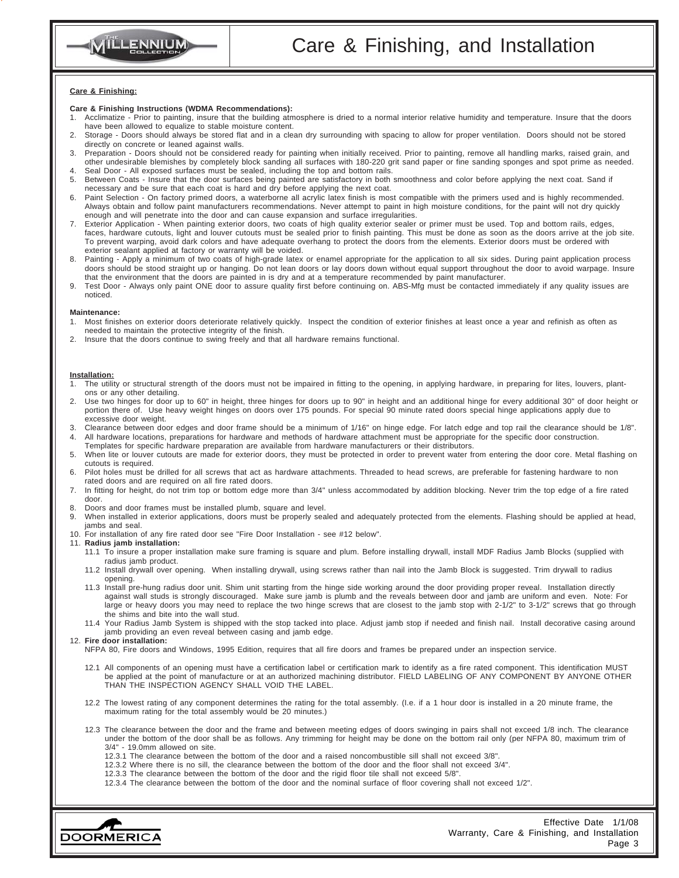# Care & Finishing, and Installation

## Care & Finishing:

**Care & Finishing Instructions (WDMA Recommendations):**

1. Acclimatize - Prior to painting, insure that the building atmosphere is dried to a normal interior relative humidity and temperature. Insure that the doors have been allowed to equalize to stable moisture content.
2. Storage - Doors should always be stored flat and in a clean dry surrounding with spacing to allow for proper ventilation. Doors should not be stored directly on concrete or leaned against walls.
3. Preparation - Doors should not be considered ready for painting when initially received. Prior to painting, remove all handling marks, raised grain, and other undesirable blemishes by completely block sanding all surfaces with 180-220 grit sand paper or fine sanding sponges and spot prime as needed.
4. Seal Door - All exposed surfaces must be sealed, including the top and bottom rails.
5. Between Coats - Insure that the door surfaces being painted are satisfactory in both smoothness and color before applying the next coat. Sand if necessary and be sure that each coat is hard and dry before applying the next coat.
6. Paint Selection - On factory primed doors, a waterborne all acrylic latex finish is most compatible with the primers used and is highly recommended. Always obtain and follow paint manufacturers recommendations. Never attempt to paint in high moisture conditions, for the paint will not dry quickly enough and will penetrate into the door and can cause expansion and surface irregularities.
7. Exterior Application - When painting exterior doors, two coats of high quality exterior sealer or primer must be used. Top and bottom rails, edges, faces, hardware cutouts, light and louver cutouts must be sealed prior to finish painting. This must be done as soon as the doors arrive at the job site. To prevent warping, avoid dark colors and have adequate overhang to protect the doors from the elements. Exterior doors must be ordered with exterior sealant applied at factory or warranty will be voided.
8. Painting - Apply a minimum of two coats of high-grade latex or enamel appropriate for the application to all six sides. During paint application process doors should be stood straight up or hanging. Do not lean doors or lay doors down without equal support throughout the door to avoid warpage. Insure that the environment that the doors are painted in is dry and at a temperature recommended by paint manufacturer.
9. Test Door - Always only paint ONE door to assure quality first before continuing on. ABS-Mfg must be contacted immediately if any quality issues are noticed.

**Maintenance:**

1. Most finishes on exterior doors deteriorate relatively quickly. Inspect the condition of exterior finishes at least once a year and refinish as often as needed to maintain the protective integrity of the finish.
2. Insure that the doors continue to swing freely and that all hardware remains functional.

## Installation:

1. The utility or structural strength of the doors must not be impaired in fitting to the opening, in applying hardware, in preparing for lites, louvers, plant-ons or any other detailing.
2. Use two hinges for door up to 60" in height, three hinges for doors up to 90" in height and an additional hinge for every additional 30" of door height or portion there of. Use heavy weight hinges on doors over 175 pounds. For special 90 minute rated doors special hinge applications apply due to excessive door weight.
3. Clearance between door edges and door frame should be a minimum of 1/16" on hinge edge. For latch edge and top rail the clearance should be 1/8".
4. All hardware locations, preparations for hardware and methods of hardware attachment must be appropriate for the specific door construction. Templates for specific hardware preparation are available from hardware manufacturers or their distributors.
5. When lite or louver cutouts are made for exterior doors, they must be protected in order to prevent water from entering the door core. Metal flashing on cutouts is required.
6. Pilot holes must be drilled for all screws that act as hardware attachments. Threaded to head screws, are preferable for fastening hardware to non rated doors and are required on all fire rated doors.
7. In fitting for height, do not trim top or bottom edge more than 3/4" unless accommodated by addition blocking. Never trim the top edge of a fire rated door.
8. Doors and door frames must be installed plumb, square and level.
9. When installed in exterior applications, doors must be properly sealed and adequately protected from the elements. Flashing should be applied at head, jambs and seal.
10. For installation of any fire rated door see "Fire Door Installation - see #12 below".
11. **Radius jamb installation:**
    - 11.1 To insure a proper installation make sure framing is square and plum. Before installing drywall, install MDF Radius Jamb Blocks (supplied with radius jamb product.
    - 11.2 Install drywall over opening. When installing drywall, using screws rather than nail into the Jamb Block is suggested. Trim drywall to radius opening.
    - 11.3 Install pre-hung radius door unit. Shim unit starting from the hinge side working around the door providing proper reveal. Installation directly against wall studs is strongly discouraged. Make sure jamb is plumb and the reveals between door and jamb are uniform and even. Note: For large or heavy doors you may need to replace the two hinge screws that are closest to the jamb stop with 2-1/2" to 3-1/2" screws that go through the shims and bite into the wall stud.
    - 11.4 Your Radius Jamb System is shipped with the stop tacked into place. Adjust jamb stop if needed and finish nail. Install decorative casing around jamb providing an even reveal between casing and jamb edge.
12. **Fire door installation:**
    NFPA 80, Fire doors and Windows, 1995 Edition, requires that all fire doors and frames be prepared under an inspection service.
    - 12.1 All components of an opening must have a certification label or certification mark to identify as a fire rated component. This identification MUST be applied at the point of manufacture or at an authorized machining distributor. FIELD LABELING OF ANY COMPONENT BY ANYONE OTHER THAN THE INSPECTION AGENCY SHALL VOID THE LABEL.
    - 12.2 The lowest rating of any component determines the rating for the total assembly. (I.e. if a 1 hour door is installed in a 20 minute frame, the maximum rating for the total assembly would be 20 minutes.)
    - 12.3 The clearance between the door and the frame and between meeting edges of doors swinging in pairs shall not exceed 1/8 inch. The clearance under the bottom of the door shall be as follows. Any trimming for height may be done on the bottom rail only (per NFPA 80, maximum trim of 3/4" - 19.0mm allowed on site.
      - 12.3.1 The clearance between the bottom of the door and a raised noncombustible sill shall not exceed 3/8".
      - 12.3.2 Where there is no sill, the clearance between the bottom of the door and the floor shall not exceed 3/4".
      - 12.3.3 The clearance between the bottom of the door and the rigid floor tile shall not exceed 5/8".
      - 12.3.4 The clearance between the bottom of the door and the nominal surface of floor covering shall not exceed 1/2".

Effective Date 1/1/08
Warranty, Care & Finishing, and Installation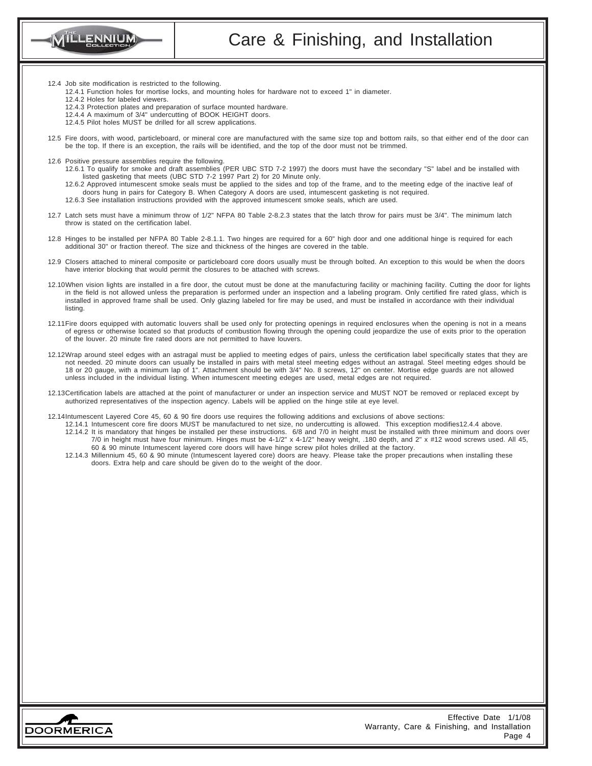# Care & Finishing, and Installation

12.4 Job site modification is restricted to the following.
- 12.4.1 Function holes for mortise locks, and mounting holes for hardware not to exceed 1" in diameter.
- 12.4.2 Holes for labeled viewers.
- 12.4.3 Protection plates and preparation of surface mounted hardware.
- 12.4.4 A maximum of 3/4" undercutting of BOOK HEIGHT doors.
- 12.4.5 Pilot holes MUST be drilled for all screw applications.

12.5 Fire doors, with wood, particleboard, or mineral core are manufactured with the same size top and bottom rails, so that either end of the door can be the top. If there is an exception, the rails will be identified, and the top of the door must not be trimmed.

12.6 Positive pressure assemblies require the following.
- 12.6.1 To qualify for smoke and draft assemblies (PER UBC STD 7-2 1997) the doors must have the secondary "S" label and be installed with listed gasketing that meets (UBC STD 7-2 1997 Part 2) for 20 Minute only.
- 12.6.2 Approved intumescent smoke seals must be applied to the sides and top of the frame, and to the meeting edge of the inactive leaf of doors hung in pairs for Category B. When Category A doors are used, intumescent gasketing is not required.
- 12.6.3 See installation instructions provided with the approved intumescent smoke seals, which are used.

12.7 Latch sets must have a minimum throw of 1/2" NFPA 80 Table 2-8.2.3 states that the latch throw for pairs must be 3/4". The minimum latch throw is stated on the certification label.

12.8 Hinges to be installed per NFPA 80 Table 2-8.1.1. Two hinges are required for a 60" high door and one additional hinge is required for each additional 30" or fraction thereof. The size and thickness of the hinges are covered in the table.

12.9 Closers attached to mineral composite or particleboard core doors usually must be through bolted. An exception to this would be when the doors have interior blocking that would permit the closures to be attached with screws.

12.10 When vision lights are installed in a fire door, the cutout must be done at the manufacturing facility or machining facility. Cutting the door for lights in the field is not allowed unless the preparation is performed under an inspection and a labeling program. Only certified fire rated glass, which is installed in approved frame shall be used. Only glazing labeled for fire may be used, and must be installed in accordance with their individual listing.

12.11 Fire doors equipped with automatic louvers shall be used only for protecting openings in required enclosures when the opening is not in a means of egress or otherwise located so that products of combustion flowing through the opening could jeopardize the use of exits prior to the operation of the louver. 20 minute fire rated doors are not permitted to have louvers.

12.12 Wrap around steel edges with an astragal must be applied to meeting edges of pairs, unless the certification label specifically states that they are not needed. 20 minute doors can usually be installed in pairs with metal steel meeting edges without an astragal. Steel meeting edges should be 18 or 20 gauge, with a minimum lap of 1". Attachment should be with 3/4" No. 8 screws, 12" on center. Mortise edge guards are not allowed unless included in the individual listing. When intumescent meeting edeges are used, metal edges are not required.

12.13 Certification labels are attached at the point of manufacturer or under an inspection service and MUST NOT be removed or replaced except by authorized representatives of the inspection agency. Labels will be applied on the hinge stile at eye level.

12.14 Intumescent Layered Core 45, 60 & 90 fire doors use requires the following additions and exclusions of above sections:
- 12.14.1 Intumescent core fire doors MUST be manufactured to net size, no undercutting is allowed. This exception modifies12.4.4 above.
- 12.14.2 It is mandatory that hinges be installed per these instructions. 6/8 and 7/0 in height must be installed with three minimum and doors over 7/0 in height must have four minimum. Hinges must be 4-1/2" x 4-1/2" heavy weight, .180 depth, and 2" x #12 wood screws used. All 45, 60 & 90 minute Intumescent layered core doors will have hinge screw pilot holes drilled at the factory.
- 12.14.3 Millennium 45, 60 & 90 minute (Intumescent layered core) doors are heavy. Please take the proper precautions when installing these doors. Extra help and care should be given do to the weight of the door.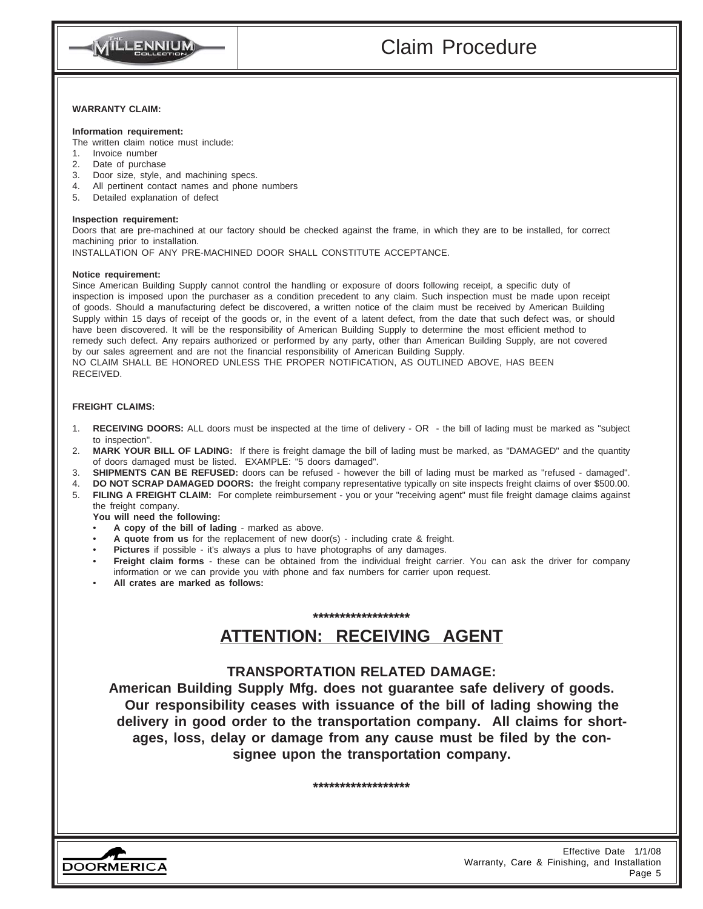# Claim Procedure

**WARRANTY CLAIM:**

**Information requirement:**

The written claim notice must include:

1. Invoice number
2. Date of purchase
3. Door size, style, and machining specs.
4. All pertinent contact names and phone numbers
5. Detailed explanation of defect

**Inspection requirement:**

Doors that are pre-machined at our factory should be checked against the frame, in which they are to be installed, for correct machining prior to installation.

INSTALLATION OF ANY PRE-MACHINED DOOR SHALL CONSTITUTE ACCEPTANCE.

**Notice requirement:**

Since American Building Supply cannot control the handling or exposure of doors following receipt, a specific duty of inspection is imposed upon the purchaser as a condition precedent to any claim. Such inspection must be made upon receipt of goods. Should a manufacturing defect be discovered, a written notice of the claim must be received by American Building Supply within 15 days of receipt of the goods or, in the event of a latent defect, from the date that such defect was, or should have been discovered. It will be the responsibility of American Building Supply to determine the most efficient method to remedy such defect. Any repairs authorized or performed by any party, other than American Building Supply, are not covered by our sales agreement and are not the financial responsibility of American Building Supply.

NO CLAIM SHALL BE HONORED UNLESS THE PROPER NOTIFICATION, AS OUTLINED ABOVE, HAS BEEN RECEIVED.

**FREIGHT CLAIMS:**

1. **RECEIVING DOORS:** ALL doors must be inspected at the time of delivery - OR - the bill of lading must be marked as "subject to inspection".
2. **MARK YOUR BILL OF LADING:** If there is freight damage the bill of lading must be marked, as "DAMAGED" and the quantity of doors damaged must be listed. EXAMPLE: "5 doors damaged".
3. **SHIPMENTS CAN BE REFUSED:** doors can be refused - however the bill of lading must be marked as "refused - damaged".
4. **DO NOT SCRAP DAMAGED DOORS:** the freight company representative typically on site inspects freight claims of over $500.00.
5. **FILING A FREIGHT CLAIM:** For complete reimbursement - you or your "receiving agent" must file freight damage claims against the freight company.

   **You will need the following:**

   - **A copy of the bill of lading** - marked as above.
   - **A quote from us** for the replacement of new door(s) - including crate & freight.
   - **Pictures** if possible - it's always a plus to have photographs of any damages.
   - **Freight claim forms** - these can be obtained from the individual freight carrier. You can ask the driver for company information or we can provide you with phone and fax numbers for carrier upon request.
   - **All crates are marked as follows:**

******************

## ATTENTION: RECEIVING AGENT

**TRANSPORTATION RELATED DAMAGE:**

**American Building Supply Mfg. does not guarantee safe delivery of goods. Our responsibility ceases with issuance of the bill of lading showing the delivery in good order to the transportation company. All claims for shortages, loss, delay or damage from any cause must be filed by the consignee upon the transportation company.**

******************

Effective Date 1/1/08

Warranty, Care & Finishing, and Installation